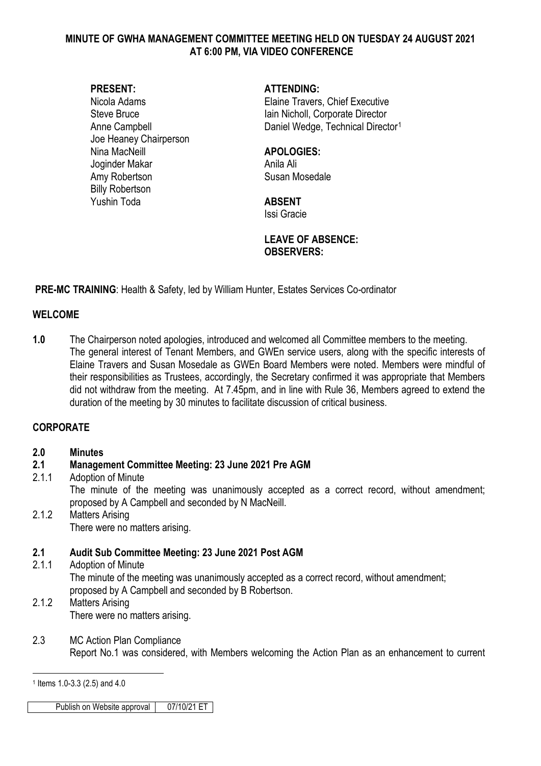**MINUTE OF GWHA MANAGEMENT COMMITTEE MEETING HELD ON TUESDAY 24 AUGUST 2021 AT 6:00 PM, VIA VIDEO CONFERENCE**

**PRESENT:**
Nicola Adams
Steve Bruce
Anne Campbell
Joe Heaney Chairperson
Nina MacNeill
Joginder Makar
Amy Robertson
Billy Robertson
Yushin Toda

**ATTENDING:**
Elaine Travers, Chief Executive
Iain Nicholl, Corporate Director
Daniel Wedge, Technical Director[1]

**APOLOGIES:**
Anila Ali
Susan Mosedale

**ABSENT**
Issi Gracie

**LEAVE OF ABSENCE:**
**OBSERVERS:**

**PRE-MC TRAINING**: Health & Safety, led by William Hunter, Estates Services Co-ordinator

## WELCOME

**1.0** The Chairperson noted apologies, introduced and welcomed all Committee members to the meeting. The general interest of Tenant Members, and GWEn service users, along with the specific interests of Elaine Travers and Susan Mosedale as GWEn Board Members were noted. Members were mindful of their responsibilities as Trustees, accordingly, the Secretary confirmed it was appropriate that Members did not withdraw from the meeting. At 7.45pm, and in line with Rule 36, Members agreed to extend the duration of the meeting by 30 minutes to facilitate discussion of critical business.

## CORPORATE

**2.0 Minutes**

**2.1 Management Committee Meeting: 23 June 2021 Pre AGM**

2.1.1 Adoption of Minute
The minute of the meeting was unanimously accepted as a correct record, without amendment; proposed by A Campbell and seconded by N MacNeill.

2.1.2 Matters Arising
There were no matters arising.

**2.1 Audit Sub Committee Meeting: 23 June 2021 Post AGM**

2.1.1 Adoption of Minute
The minute of the meeting was unanimously accepted as a correct record, without amendment; proposed by A Campbell and seconded by B Robertson.

2.1.2 Matters Arising
There were no matters arising.

2.3 MC Action Plan Compliance
Report No.1 was considered, with Members welcoming the Action Plan as an enhancement to current

[1] Items 1.0-3.3 (2.5) and 4.0

| Publish on Website approval | 07/10/21 ET |
|---|---|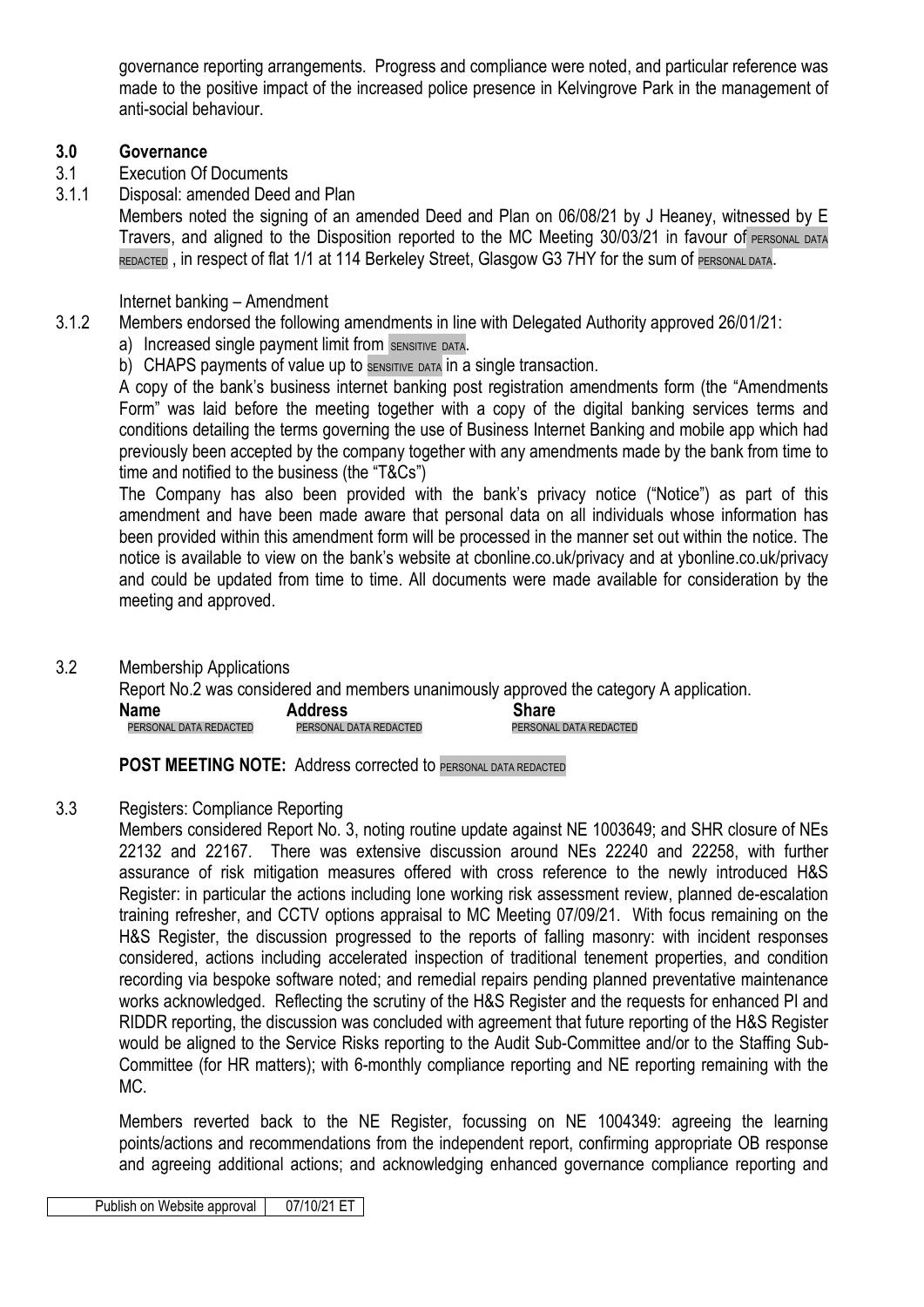governance reporting arrangements. Progress and compliance were noted, and particular reference was made to the positive impact of the increased police presence in Kelvingrove Park in the management of anti-social behaviour.

## 3.0 Governance

3.1 Execution Of Documents

3.1.1 Disposal: amended Deed and Plan

Members noted the signing of an amended Deed and Plan on 06/08/21 by J Heaney, witnessed by E Travers, and aligned to the Disposition reported to the MC Meeting 30/03/21 in favour of PERSONAL DATA REDACTED , in respect of flat 1/1 at 114 Berkeley Street, Glasgow G3 7HY for the sum of PERSONAL DATA.

Internet banking – Amendment

3.1.2 Members endorsed the following amendments in line with Delegated Authority approved 26/01/21:

a) Increased single payment limit from SENSITIVE DATA.
b) CHAPS payments of value up to SENSITIVE DATA in a single transaction.

A copy of the bank's business internet banking post registration amendments form (the "Amendments Form" was laid before the meeting together with a copy of the digital banking services terms and conditions detailing the terms governing the use of Business Internet Banking and mobile app which had previously been accepted by the company together with any amendments made by the bank from time to time and notified to the business (the "T&Cs")

The Company has also been provided with the bank's privacy notice ("Notice") as part of this amendment and have been made aware that personal data on all individuals whose information has been provided within this amendment form will be processed in the manner set out within the notice. The notice is available to view on the bank's website at cbonline.co.uk/privacy and at ybonline.co.uk/privacy and could be updated from time to time. All documents were made available for consideration by the meeting and approved.

3.2 Membership Applications

Report No.2 was considered and members unanimously approved the category A application.

| Name | Address | Share |
|---|---|---|
| PERSONAL DATA REDACTED | PERSONAL DATA REDACTED | PERSONAL DATA REDACTED |

**POST MEETING NOTE:** Address corrected to PERSONAL DATA REDACTED

3.3 Registers: Compliance Reporting

Members considered Report No. 3, noting routine update against NE 1003649; and SHR closure of NEs 22132 and 22167. There was extensive discussion around NEs 22240 and 22258, with further assurance of risk mitigation measures offered with cross reference to the newly introduced H&S Register: in particular the actions including lone working risk assessment review, planned de-escalation training refresher, and CCTV options appraisal to MC Meeting 07/09/21. With focus remaining on the H&S Register, the discussion progressed to the reports of falling masonry: with incident responses considered, actions including accelerated inspection of traditional tenement properties, and condition recording via bespoke software noted; and remedial repairs pending planned preventative maintenance works acknowledged. Reflecting the scrutiny of the H&S Register and the requests for enhanced PI and RIDDR reporting, the discussion was concluded with agreement that future reporting of the H&S Register would be aligned to the Service Risks reporting to the Audit Sub-Committee and/or to the Staffing Sub-Committee (for HR matters); with 6-monthly compliance reporting and NE reporting remaining with the MC.

Members reverted back to the NE Register, focussing on NE 1004349: agreeing the learning points/actions and recommendations from the independent report, confirming appropriate OB response and agreeing additional actions; and acknowledging enhanced governance compliance reporting and

| Publish on Website approval | 07/10/21 ET |
|---|---|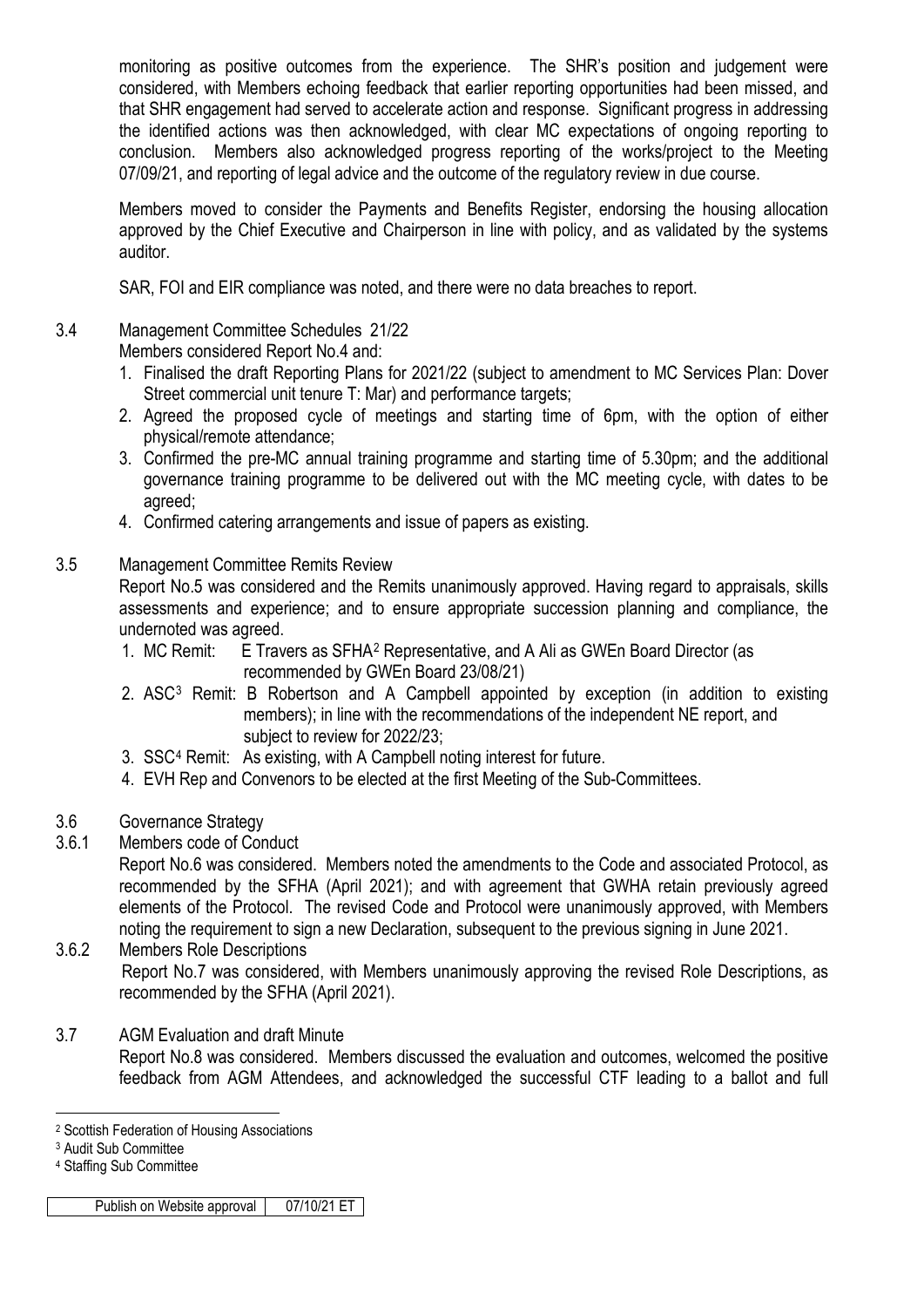monitoring as positive outcomes from the experience. The SHR's position and judgement were considered, with Members echoing feedback that earlier reporting opportunities had been missed, and that SHR engagement had served to accelerate action and response. Significant progress in addressing the identified actions was then acknowledged, with clear MC expectations of ongoing reporting to conclusion. Members also acknowledged progress reporting of the works/project to the Meeting 07/09/21, and reporting of legal advice and the outcome of the regulatory review in due course.

Members moved to consider the Payments and Benefits Register, endorsing the housing allocation approved by the Chief Executive and Chairperson in line with policy, and as validated by the systems auditor.

SAR, FOI and EIR compliance was noted, and there were no data breaches to report.

3.4 Management Committee Schedules 21/22

Members considered Report No.4 and:

1. Finalised the draft Reporting Plans for 2021/22 (subject to amendment to MC Services Plan: Dover Street commercial unit tenure T: Mar) and performance targets;
2. Agreed the proposed cycle of meetings and starting time of 6pm, with the option of either physical/remote attendance;
3. Confirmed the pre-MC annual training programme and starting time of 5.30pm; and the additional governance training programme to be delivered out with the MC meeting cycle, with dates to be agreed;
4. Confirmed catering arrangements and issue of papers as existing.

3.5 Management Committee Remits Review

Report No.5 was considered and the Remits unanimously approved. Having regard to appraisals, skills assessments and experience; and to ensure appropriate succession planning and compliance, the undernoted was agreed.

1. MC Remit: E Travers as SFHA[2] Representative, and A Ali as GWEn Board Director (as recommended by GWEn Board 23/08/21)
2. ASC[3] Remit: B Robertson and A Campbell appointed by exception (in addition to existing members); in line with the recommendations of the independent NE report, and subject to review for 2022/23;
3. SSC[4] Remit: As existing, with A Campbell noting interest for future.
4. EVH Rep and Convenors to be elected at the first Meeting of the Sub-Committees.

3.6 Governance Strategy

3.6.1 Members code of Conduct

Report No.6 was considered. Members noted the amendments to the Code and associated Protocol, as recommended by the SFHA (April 2021); and with agreement that GWHA retain previously agreed elements of the Protocol. The revised Code and Protocol were unanimously approved, with Members noting the requirement to sign a new Declaration, subsequent to the previous signing in June 2021.

3.6.2 Members Role Descriptions

Report No.7 was considered, with Members unanimously approving the revised Role Descriptions, as recommended by the SFHA (April 2021).

3.7 AGM Evaluation and draft Minute

Report No.8 was considered. Members discussed the evaluation and outcomes, welcomed the positive feedback from AGM Attendees, and acknowledged the successful CTF leading to a ballot and full

---

[2] Scottish Federation of Housing Associations

[3] Audit Sub Committee

[4] Staffing Sub Committee

| Publish on Website approval | 07/10/21 ET |
| --- | --- |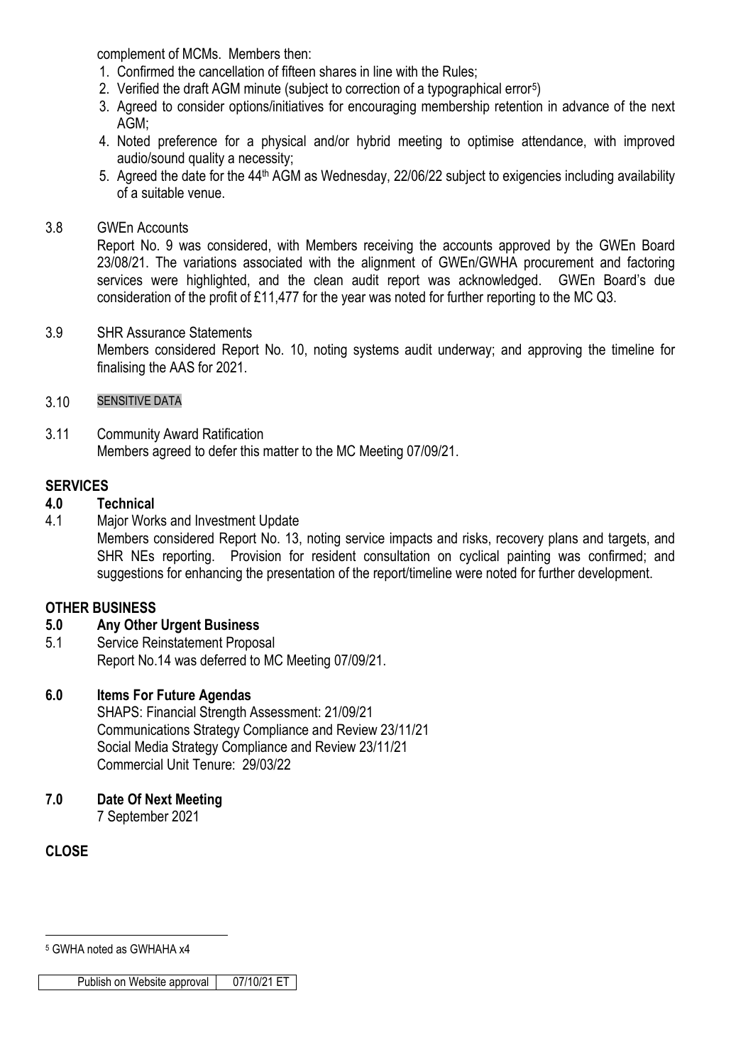complement of MCMs. Members then:

1. Confirmed the cancellation of fifteen shares in line with the Rules;
2. Verified the draft AGM minute (subject to correction of a typographical error[5])
3. Agreed to consider options/initiatives for encouraging membership retention in advance of the next AGM;
4. Noted preference for a physical and/or hybrid meeting to optimise attendance, with improved audio/sound quality a necessity;
5. Agreed the date for the 44th AGM as Wednesday, 22/06/22 subject to exigencies including availability of a suitable venue.

3.8 GWEn Accounts

Report No. 9 was considered, with Members receiving the accounts approved by the GWEn Board 23/08/21. The variations associated with the alignment of GWEn/GWHA procurement and factoring services were highlighted, and the clean audit report was acknowledged. GWEn Board's due consideration of the profit of £11,477 for the year was noted for further reporting to the MC Q3.

3.9 SHR Assurance Statements

Members considered Report No. 10, noting systems audit underway; and approving the timeline for finalising the AAS for 2021.

3.10 SENSITIVE DATA

3.11 Community Award Ratification

Members agreed to defer this matter to the MC Meeting 07/09/21.

## SERVICES

### 4.0 Technical

4.1 Major Works and Investment Update

Members considered Report No. 13, noting service impacts and risks, recovery plans and targets, and SHR NEs reporting. Provision for resident consultation on cyclical painting was confirmed; and suggestions for enhancing the presentation of the report/timeline were noted for further development.

## OTHER BUSINESS

### 5.0 Any Other Urgent Business

5.1 Service Reinstatement Proposal

Report No.14 was deferred to MC Meeting 07/09/21.

### 6.0 Items For Future Agendas

SHAPS: Financial Strength Assessment: 21/09/21
Communications Strategy Compliance and Review 23/11/21
Social Media Strategy Compliance and Review 23/11/21
Commercial Unit Tenure: 29/03/22

### 7.0 Date Of Next Meeting

7 September 2021

## CLOSE

[5] GWHA noted as GWHAHA x4

| Publish on Website approval | 07/10/21 ET |
|---|---|